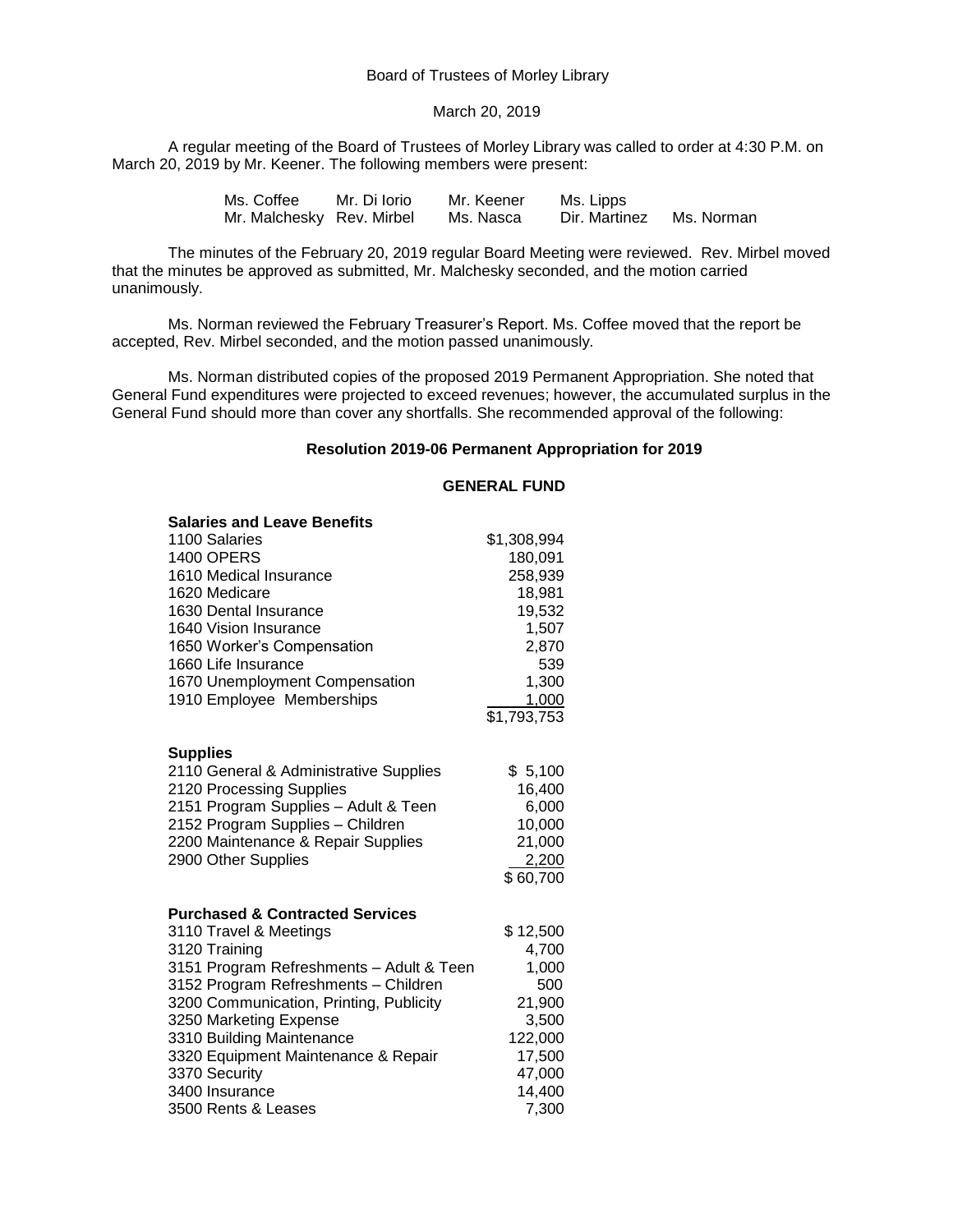Board of Trustees of Morley Library

March 20, 2019

A regular meeting of the Board of Trustees of Morley Library was called to order at 4:30 P.M. on March 20, 2019 by Mr. Keener. The following members were present:

| | | | | |
|---|---|---|---|---|
| Ms. Coffee | Mr. Di Iorio | Mr. Keener | Ms. Lipps | |
| Mr. Malchesky | Rev. Mirbel | Ms. Nasca | Dir. Martinez | Ms. Norman |

The minutes of the February 20, 2019 regular Board Meeting were reviewed. Rev. Mirbel moved that the minutes be approved as submitted, Mr. Malchesky seconded, and the motion carried unanimously.

Ms. Norman reviewed the February Treasurer's Report. Ms. Coffee moved that the report be accepted, Rev. Mirbel seconded, and the motion passed unanimously.

Ms. Norman distributed copies of the proposed 2019 Permanent Appropriation. She noted that General Fund expenditures were projected to exceed revenues; however, the accumulated surplus in the General Fund should more than cover any shortfalls. She recommended approval of the following:

**Resolution 2019-06 Permanent Appropriation for 2019**

**GENERAL FUND**

| **Salaries and Leave Benefits** | |
|---|---|
| 1100 Salaries | $1,308,994 |
| 1400 OPERS | 180,091 |
| 1610 Medical Insurance | 258,939 |
| 1620 Medicare | 18,981 |
| 1630 Dental Insurance | 19,532 |
| 1640 Vision Insurance | 1,507 |
| 1650 Worker's Compensation | 2,870 |
| 1660 Life Insurance | 539 |
| 1670 Unemployment Compensation | 1,300 |
| 1910 Employee Memberships | 1,000 |
| | $1,793,753 |

| **Supplies** | |
|---|---|
| 2110 General & Administrative Supplies | $ 5,100 |
| 2120 Processing Supplies | 16,400 |
| 2151 Program Supplies – Adult & Teen | 6,000 |
| 2152 Program Supplies – Children | 10,000 |
| 2200 Maintenance & Repair Supplies | 21,000 |
| 2900 Other Supplies | 2,200 |
| | $ 60,700 |

| **Purchased & Contracted Services** | |
|---|---|
| 3110 Travel & Meetings | $ 12,500 |
| 3120 Training | 4,700 |
| 3151 Program Refreshments – Adult & Teen | 1,000 |
| 3152 Program Refreshments – Children | 500 |
| 3200 Communication, Printing, Publicity | 21,900 |
| 3250 Marketing Expense | 3,500 |
| 3310 Building Maintenance | 122,000 |
| 3320 Equipment Maintenance & Repair | 17,500 |
| 3370 Security | 47,000 |
| 3400 Insurance | 14,400 |
| 3500 Rents & Leases | 7,300 |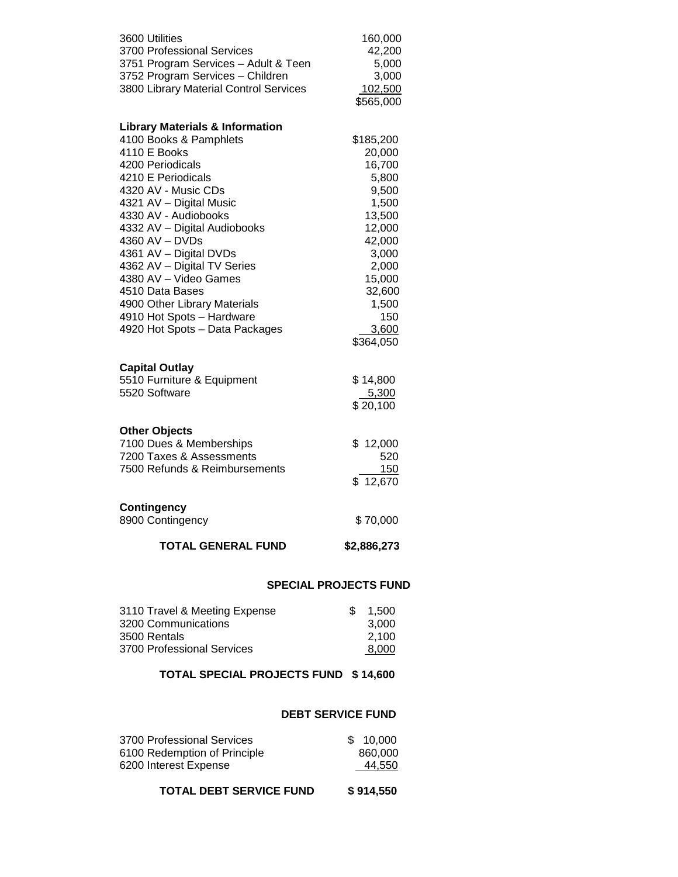| | |
|---|---|
| 3600 Utilities | 160,000 |
| 3700 Professional Services | 42,200 |
| 3751 Program Services – Adult & Teen | 5,000 |
| 3752 Program Services – Children | 3,000 |
| 3800 Library Material Control Services | 102,500 |
| | $565,000 |

**Library Materials & Information**

| | |
|---|---|
| 4100 Books & Pamphlets | $185,200 |
| 4110 E Books | 20,000 |
| 4200 Periodicals | 16,700 |
| 4210 E Periodicals | 5,800 |
| 4320 AV - Music CDs | 9,500 |
| 4321 AV – Digital Music | 1,500 |
| 4330 AV - Audiobooks | 13,500 |
| 4332 AV – Digital Audiobooks | 12,000 |
| 4360 AV – DVDs | 42,000 |
| 4361 AV – Digital DVDs | 3,000 |
| 4362 AV – Digital TV Series | 2,000 |
| 4380 AV – Video Games | 15,000 |
| 4510 Data Bases | 32,600 |
| 4900 Other Library Materials | 1,500 |
| 4910 Hot Spots – Hardware | 150 |
| 4920 Hot Spots – Data Packages | 3,600 |
| | $364,050 |

**Capital Outlay**

| | |
|---|---|
| 5510 Furniture & Equipment | $ 14,800 |
| 5520 Software | 5,300 |
| | $ 20,100 |

**Other Objects**

| | |
|---|---|
| 7100 Dues & Memberships | $ 12,000 |
| 7200 Taxes & Assessments | 520 |
| 7500 Refunds & Reimbursements | 150 |
| | $ 12,670 |

**Contingency**

| | |
|---|---|
| 8900 Contingency | $ 70,000 |

**TOTAL GENERAL FUND $2,886,273**

## SPECIAL PROJECTS FUND

| | |
|---|---|
| 3110 Travel & Meeting Expense | $ 1,500 |
| 3200 Communications | 3,000 |
| 3500 Rentals | 2,100 |
| 3700 Professional Services | 8,000 |

**TOTAL SPECIAL PROJECTS FUND $ 14,600**

## DEBT SERVICE FUND

| | |
|---|---|
| 3700 Professional Services | $ 10,000 |
| 6100 Redemption of Principle | 860,000 |
| 6200 Interest Expense | 44,550 |

**TOTAL DEBT SERVICE FUND $ 914,550**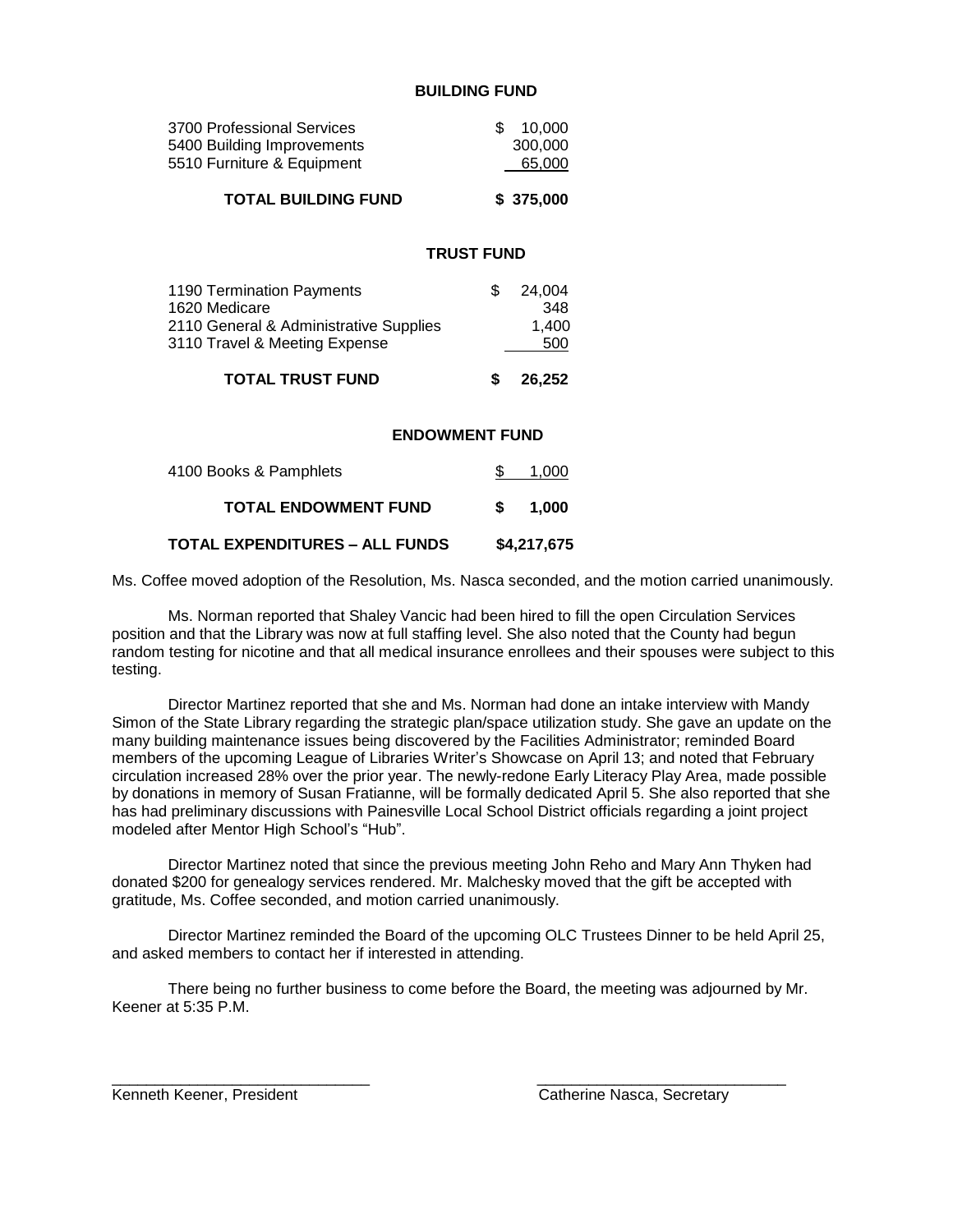### BUILDING FUND

| | |
|---|---|
| 3700 Professional Services | $ 10,000 |
| 5400 Building Improvements | 300,000 |
| 5510 Furniture & Equipment | 65,000 |
| **TOTAL BUILDING FUND** | **$ 375,000** |

### TRUST FUND

| | |
|---|---|
| 1190 Termination Payments | $ 24,004 |
| 1620 Medicare | 348 |
| 2110 General & Administrative Supplies | 1,400 |
| 3110 Travel & Meeting Expense | 500 |
| **TOTAL TRUST FUND** | **$ 26,252** |

### ENDOWMENT FUND

| | |
|---|---|
| 4100 Books & Pamphlets | $ 1,000 |
| **TOTAL ENDOWMENT FUND** | **$ 1,000** |
| **TOTAL EXPENDITURES – ALL FUNDS** | **$4,217,675** |

Ms. Coffee moved adoption of the Resolution, Ms. Nasca seconded, and the motion carried unanimously.

Ms. Norman reported that Shaley Vancic had been hired to fill the open Circulation Services position and that the Library was now at full staffing level. She also noted that the County had begun random testing for nicotine and that all medical insurance enrollees and their spouses were subject to this testing.

Director Martinez reported that she and Ms. Norman had done an intake interview with Mandy Simon of the State Library regarding the strategic plan/space utilization study. She gave an update on the many building maintenance issues being discovered by the Facilities Administrator; reminded Board members of the upcoming League of Libraries Writer's Showcase on April 13; and noted that February circulation increased 28% over the prior year. The newly-redone Early Literacy Play Area, made possible by donations in memory of Susan Fratianne, will be formally dedicated April 5. She also reported that she has had preliminary discussions with Painesville Local School District officials regarding a joint project modeled after Mentor High School's "Hub".

Director Martinez noted that since the previous meeting John Reho and Mary Ann Thyken had donated $200 for genealogy services rendered. Mr. Malchesky moved that the gift be accepted with gratitude, Ms. Coffee seconded, and motion carried unanimously.

Director Martinez reminded the Board of the upcoming OLC Trustees Dinner to be held April 25, and asked members to contact her if interested in attending.

There being no further business to come before the Board, the meeting was adjourned by Mr. Keener at 5:35 P.M.

______________________________
Kenneth Keener, President

______________________________
Catherine Nasca, Secretary